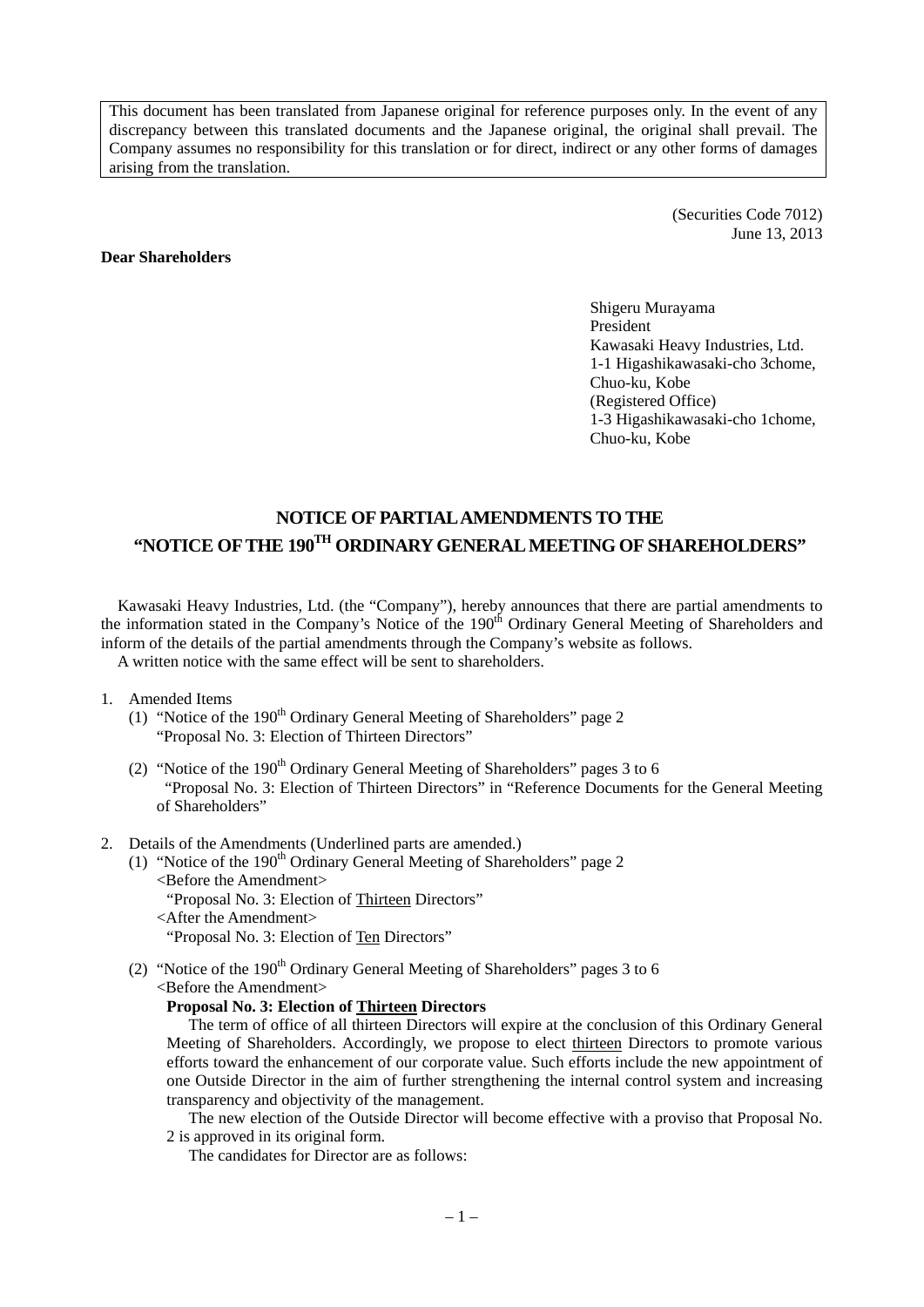This document has been translated from Japanese original for reference purposes only. In the event of any discrepancy between this translated documents and the Japanese original, the original shall prevail. The Company assumes no responsibility for this translation or for direct, indirect or any other forms of damages arising from the translation.

(Securities Code 7012)
June 13, 2013

**Dear Shareholders**

Shigeru Murayama
President
Kawasaki Heavy Industries, Ltd.
1-1 Higashikawasaki-cho 3chome,
Chuo-ku, Kobe
(Registered Office)
1-3 Higashikawasaki-cho 1chome,
Chuo-ku, Kobe

# NOTICE OF PARTIAL AMENDMENTS TO THE "NOTICE OF THE 190TH ORDINARY GENERAL MEETING OF SHAREHOLDERS"

Kawasaki Heavy Industries, Ltd. (the "Company"), hereby announces that there are partial amendments to the information stated in the Company's Notice of the 190th Ordinary General Meeting of Shareholders and inform of the details of the partial amendments through the Company's website as follows.

A written notice with the same effect will be sent to shareholders.

1. Amended Items
   (1) "Notice of the 190th Ordinary General Meeting of Shareholders" page 2
   "Proposal No. 3: Election of Thirteen Directors"
   (2) "Notice of the 190th Ordinary General Meeting of Shareholders" pages 3 to 6
   "Proposal No. 3: Election of Thirteen Directors" in "Reference Documents for the General Meeting of Shareholders"

2. Details of the Amendments (Underlined parts are amended.)
   (1) "Notice of the 190th Ordinary General Meeting of Shareholders" page 2
   <Before the Amendment>
   "Proposal No. 3: Election of Thirteen Directors"
   <After the Amendment>
   "Proposal No. 3: Election of Ten Directors"
   (2) "Notice of the 190th Ordinary General Meeting of Shareholders" pages 3 to 6
   <Before the Amendment>

**Proposal No. 3: Election of Thirteen Directors**

The term of office of all thirteen Directors will expire at the conclusion of this Ordinary General Meeting of Shareholders. Accordingly, we propose to elect thirteen Directors to promote various efforts toward the enhancement of our corporate value. Such efforts include the new appointment of one Outside Director in the aim of further strengthening the internal control system and increasing transparency and objectivity of the management.

The new election of the Outside Director will become effective with a proviso that Proposal No. 2 is approved in its original form.

The candidates for Director are as follows: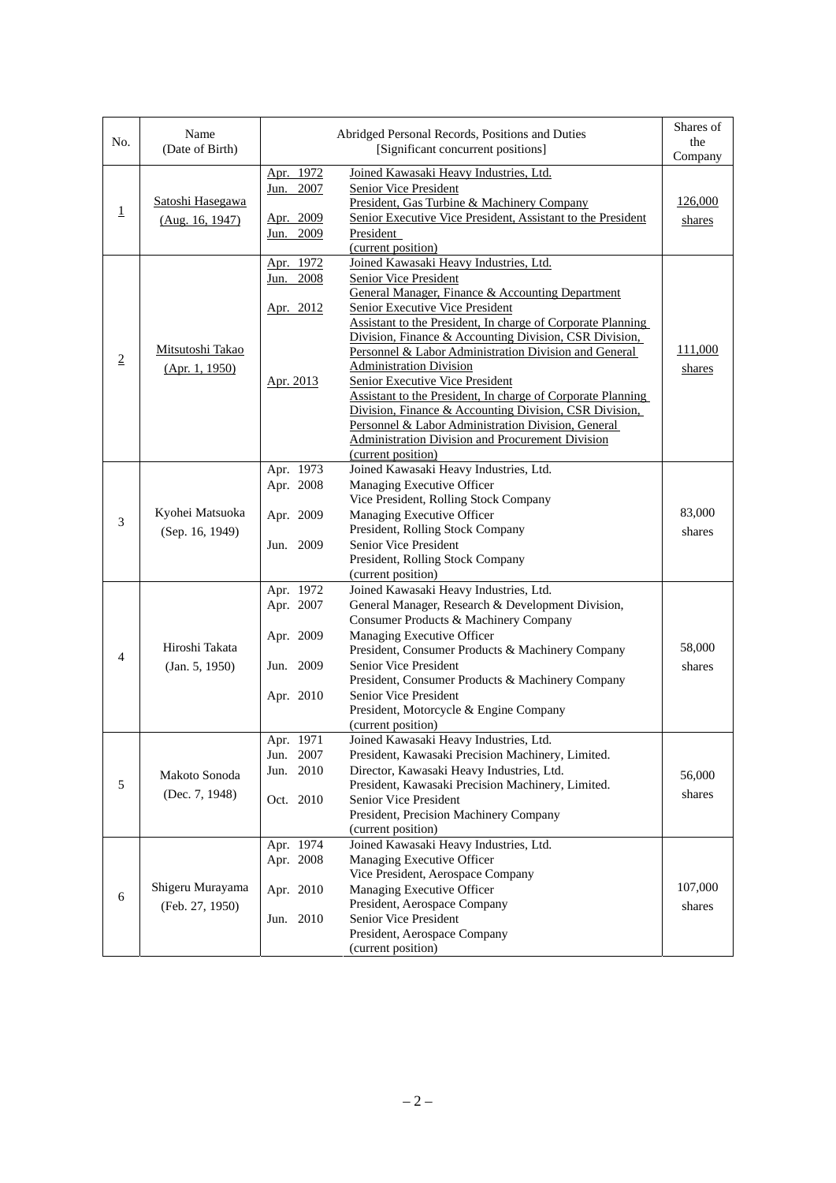| No. | Name (Date of Birth) | Abridged Personal Records, Positions and Duties [Significant concurrent positions] | Shares of the Company |
|---|---|---|---|
| 1 | Satoshi Hasegawa (Aug. 16, 1947) | Apr. 1972 Joined Kawasaki Heavy Industries, Ltd.<br>Jun. 2007 Senior Vice President<br>President, Gas Turbine & Machinery Company<br>Apr. 2009 Senior Executive Vice President, Assistant to the President<br>Jun. 2009 President<br>(current position) | 126,000 shares |
| 2 | Mitsutoshi Takao (Apr. 1, 1950) | Apr. 1972 Joined Kawasaki Heavy Industries, Ltd.<br>Jun. 2008 Senior Vice President<br>General Manager, Finance & Accounting Department<br>Apr. 2012 Senior Executive Vice President<br>Assistant to the President, In charge of Corporate Planning Division, Finance & Accounting Division, CSR Division, Personnel & Labor Administration Division and General Administration Division<br>Apr. 2013 Senior Executive Vice President<br>Assistant to the President, In charge of Corporate Planning Division, Finance & Accounting Division, CSR Division, Personnel & Labor Administration Division, General Administration Division and Procurement Division<br>(current position) | 111,000 shares |
| 3 | Kyohei Matsuoka (Sep. 16, 1949) | Apr. 1973 Joined Kawasaki Heavy Industries, Ltd.<br>Apr. 2008 Managing Executive Officer<br>Vice President, Rolling Stock Company<br>Apr. 2009 Managing Executive Officer<br>President, Rolling Stock Company<br>Jun. 2009 Senior Vice President<br>President, Rolling Stock Company<br>(current position) | 83,000 shares |
| 4 | Hiroshi Takata (Jan. 5, 1950) | Apr. 1972 Joined Kawasaki Heavy Industries, Ltd.<br>Apr. 2007 General Manager, Research & Development Division, Consumer Products & Machinery Company<br>Apr. 2009 Managing Executive Officer<br>President, Consumer Products & Machinery Company<br>Jun. 2009 Senior Vice President<br>President, Consumer Products & Machinery Company<br>Apr. 2010 Senior Vice President<br>President, Motorcycle & Engine Company<br>(current position) | 58,000 shares |
| 5 | Makoto Sonoda (Dec. 7, 1948) | Apr. 1971 Joined Kawasaki Heavy Industries, Ltd.<br>Jun. 2007 President, Kawasaki Precision Machinery, Limited.<br>Jun. 2010 Director, Kawasaki Heavy Industries, Ltd.<br>President, Kawasaki Precision Machinery, Limited.<br>Oct. 2010 Senior Vice President<br>President, Precision Machinery Company<br>(current position) | 56,000 shares |
| 6 | Shigeru Murayama (Feb. 27, 1950) | Apr. 1974 Joined Kawasaki Heavy Industries, Ltd.<br>Apr. 2008 Managing Executive Officer<br>Vice President, Aerospace Company<br>Apr. 2010 Managing Executive Officer<br>President, Aerospace Company<br>Jun. 2010 Senior Vice President<br>President, Aerospace Company<br>(current position) | 107,000 shares |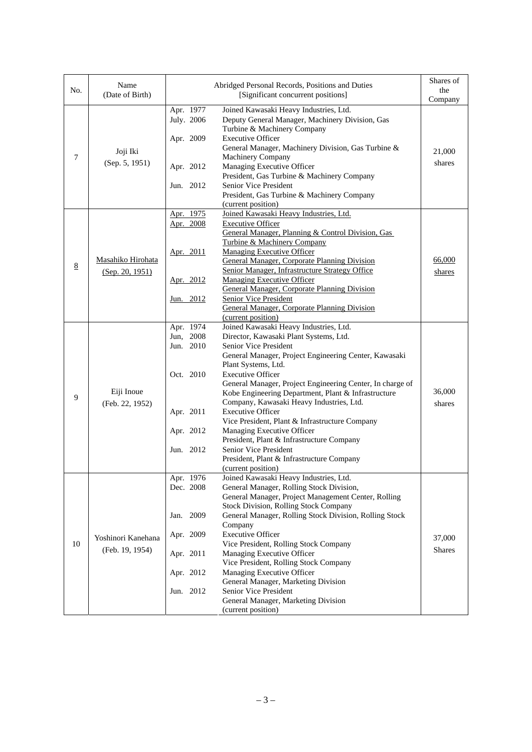| No. | Name (Date of Birth) | Abridged Personal Records, Positions and Duties [Significant concurrent positions] | | Shares of the Company |
|---|---|---|---|---|
| 7 | Joji Iki (Sep. 5, 1951) | Apr. 1977 | Joined Kawasaki Heavy Industries, Ltd. | 21,000 shares |
| | | July. 2006 | Deputy General Manager, Machinery Division, Gas Turbine & Machinery Company | |
| | | Apr. 2009 | Executive Officer<br>General Manager, Machinery Division, Gas Turbine & Machinery Company | |
| | | Apr. 2012 | Managing Executive Officer<br>President, Gas Turbine & Machinery Company | |
| | | Jun. 2012 | Senior Vice President<br>President, Gas Turbine & Machinery Company<br>(current position) | |
| 8 | Masahiko Hirohata (Sep. 20, 1951) | Apr. 1975 | Joined Kawasaki Heavy Industries, Ltd. | 66,000 shares |
| | | Apr. 2008 | Executive Officer<br>General Manager, Planning & Control Division, Gas Turbine & Machinery Company | |
| | | Apr. 2011 | Managing Executive Officer<br>General Manager, Corporate Planning Division<br>Senior Manager, Infrastructure Strategy Office | |
| | | Apr. 2012 | Managing Executive Officer<br>General Manager, Corporate Planning Division | |
| | | Jun. 2012 | Senior Vice President<br>General Manager, Corporate Planning Division<br>(current position) | |
| 9 | Eiji Inoue (Feb. 22, 1952) | Apr. 1974 | Joined Kawasaki Heavy Industries, Ltd. | 36,000 shares |
| | | Jun, 2008 | Director, Kawasaki Plant Systems, Ltd. | |
| | | Jun. 2010 | Senior Vice President<br>General Manager, Project Engineering Center, Kawasaki Plant Systems, Ltd. | |
| | | Oct. 2010 | Executive Officer<br>General Manager, Project Engineering Center, In charge of Kobe Engineering Department, Plant & Infrastructure Company, Kawasaki Heavy Industries, Ltd. | |
| | | Apr. 2011 | Executive Officer<br>Vice President, Plant & Infrastructure Company | |
| | | Apr. 2012 | Managing Executive Officer<br>President, Plant & Infrastructure Company | |
| | | Jun. 2012 | Senior Vice President<br>President, Plant & Infrastructure Company<br>(current position) | |
| 10 | Yoshinori Kanehana (Feb. 19, 1954) | Apr. 1976 | Joined Kawasaki Heavy Industries, Ltd. | 37,000 Shares |
| | | Dec. 2008 | General Manager, Rolling Stock Division,<br>General Manager, Project Management Center, Rolling Stock Division, Rolling Stock Company | |
| | | Jan. 2009 | General Manager, Rolling Stock Division, Rolling Stock Company | |
| | | Apr. 2009 | Executive Officer<br>Vice President, Rolling Stock Company | |
| | | Apr. 2011 | Managing Executive Officer<br>Vice President, Rolling Stock Company | |
| | | Apr. 2012 | Managing Executive Officer<br>General Manager, Marketing Division | |
| | | Jun. 2012 | Senior Vice President<br>General Manager, Marketing Division<br>(current position) | |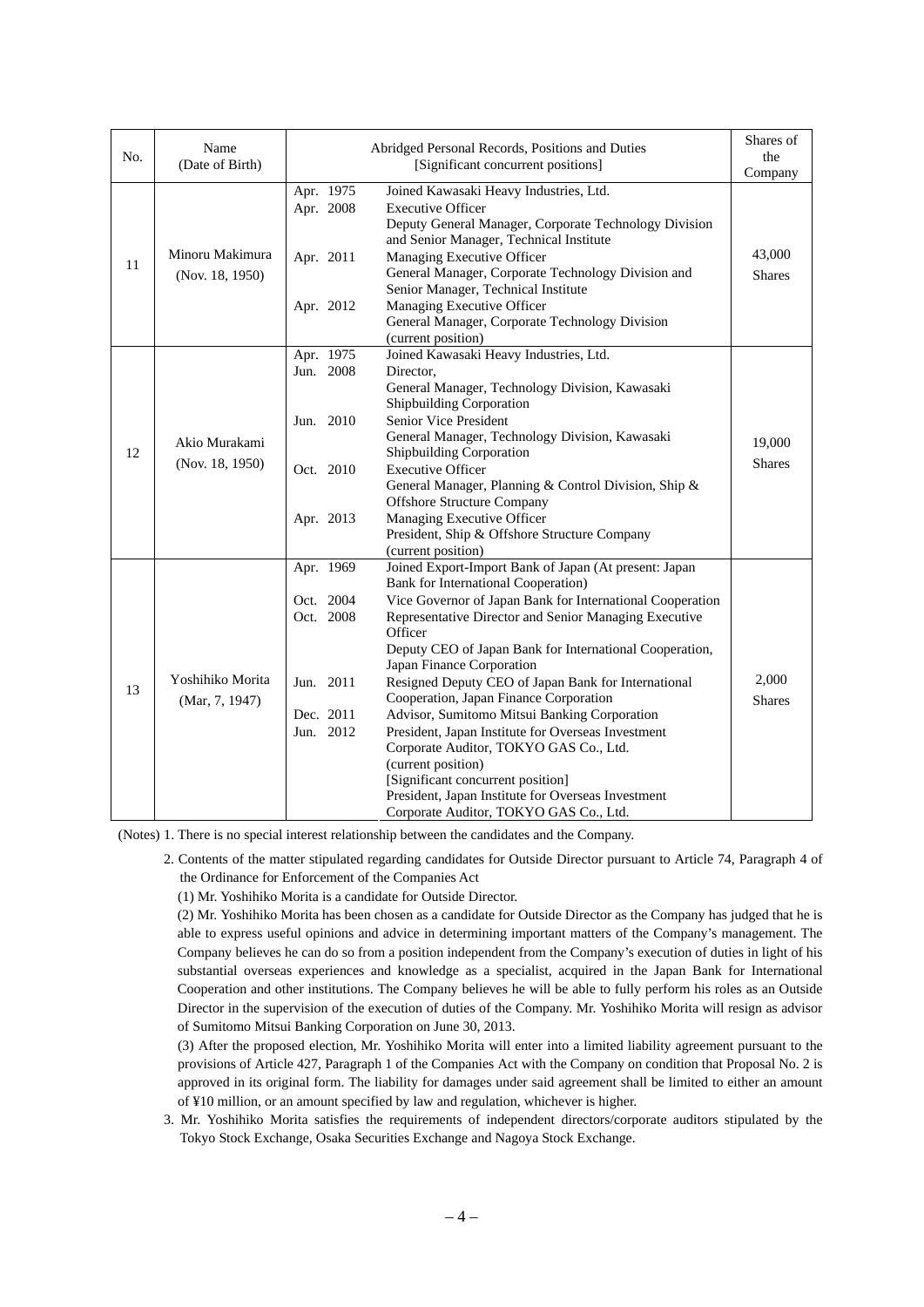| No. | Name (Date of Birth) | Abridged Personal Records, Positions and Duties [Significant concurrent positions] | | Shares of the Company |
|---|---|---|---|---|
| 11 | Minoru Makimura (Nov. 18, 1950) | Apr. 1975<br>Apr. 2008<br><br><br>Apr. 2011<br><br><br>Apr. 2012 | Joined Kawasaki Heavy Industries, Ltd.<br>Executive Officer<br>Deputy General Manager, Corporate Technology Division and Senior Manager, Technical Institute<br>Managing Executive Officer<br>General Manager, Corporate Technology Division and Senior Manager, Technical Institute<br>Managing Executive Officer<br>General Manager, Corporate Technology Division (current position) | 43,000 Shares |
| 12 | Akio Murakami (Nov. 18, 1950) | Apr. 1975<br>Jun. 2008<br><br><br>Jun. 2010<br><br><br>Oct. 2010<br><br><br>Apr. 2013 | Joined Kawasaki Heavy Industries, Ltd.<br>Director,<br>General Manager, Technology Division, Kawasaki Shipbuilding Corporation<br>Senior Vice President<br>General Manager, Technology Division, Kawasaki Shipbuilding Corporation<br>Executive Officer<br>General Manager, Planning & Control Division, Ship & Offshore Structure Company<br>Managing Executive Officer<br>President, Ship & Offshore Structure Company (current position) | 19,000 Shares |
| 13 | Yoshihiko Morita (Mar, 7, 1947) | Apr. 1969<br><br>Oct. 2004<br>Oct. 2008<br><br><br><br>Jun. 2011<br><br>Dec. 2011<br>Jun. 2012 | Joined Export-Import Bank of Japan (At present: Japan Bank for International Cooperation)<br>Vice Governor of Japan Bank for International Cooperation<br>Representative Director and Senior Managing Executive Officer<br>Deputy CEO of Japan Bank for International Cooperation, Japan Finance Corporation<br>Resigned Deputy CEO of Japan Bank for International Cooperation, Japan Finance Corporation<br>Advisor, Sumitomo Mitsui Banking Corporation<br>President, Japan Institute for Overseas Investment<br>Corporate Auditor, TOKYO GAS Co., Ltd. (current position)<br>[Significant concurrent position]<br>President, Japan Institute for Overseas Investment<br>Corporate Auditor, TOKYO GAS Co., Ltd. | 2,000 Shares |

(Notes) 1. There is no special interest relationship between the candidates and the Company.

2. Contents of the matter stipulated regarding candidates for Outside Director pursuant to Article 74, Paragraph 4 of the Ordinance for Enforcement of the Companies Act

(1) Mr. Yoshihiko Morita is a candidate for Outside Director.

(2) Mr. Yoshihiko Morita has been chosen as a candidate for Outside Director as the Company has judged that he is able to express useful opinions and advice in determining important matters of the Company's management. The Company believes he can do so from a position independent from the Company's execution of duties in light of his substantial overseas experiences and knowledge as a specialist, acquired in the Japan Bank for International Cooperation and other institutions. The Company believes he will be able to fully perform his roles as an Outside Director in the supervision of the execution of duties of the Company. Mr. Yoshihiko Morita will resign as advisor of Sumitomo Mitsui Banking Corporation on June 30, 2013.

(3) After the proposed election, Mr. Yoshihiko Morita will enter into a limited liability agreement pursuant to the provisions of Article 427, Paragraph 1 of the Companies Act with the Company on condition that Proposal No. 2 is approved in its original form. The liability for damages under said agreement shall be limited to either an amount of ¥10 million, or an amount specified by law and regulation, whichever is higher.

3. Mr. Yoshihiko Morita satisfies the requirements of independent directors/corporate auditors stipulated by the Tokyo Stock Exchange, Osaka Securities Exchange and Nagoya Stock Exchange.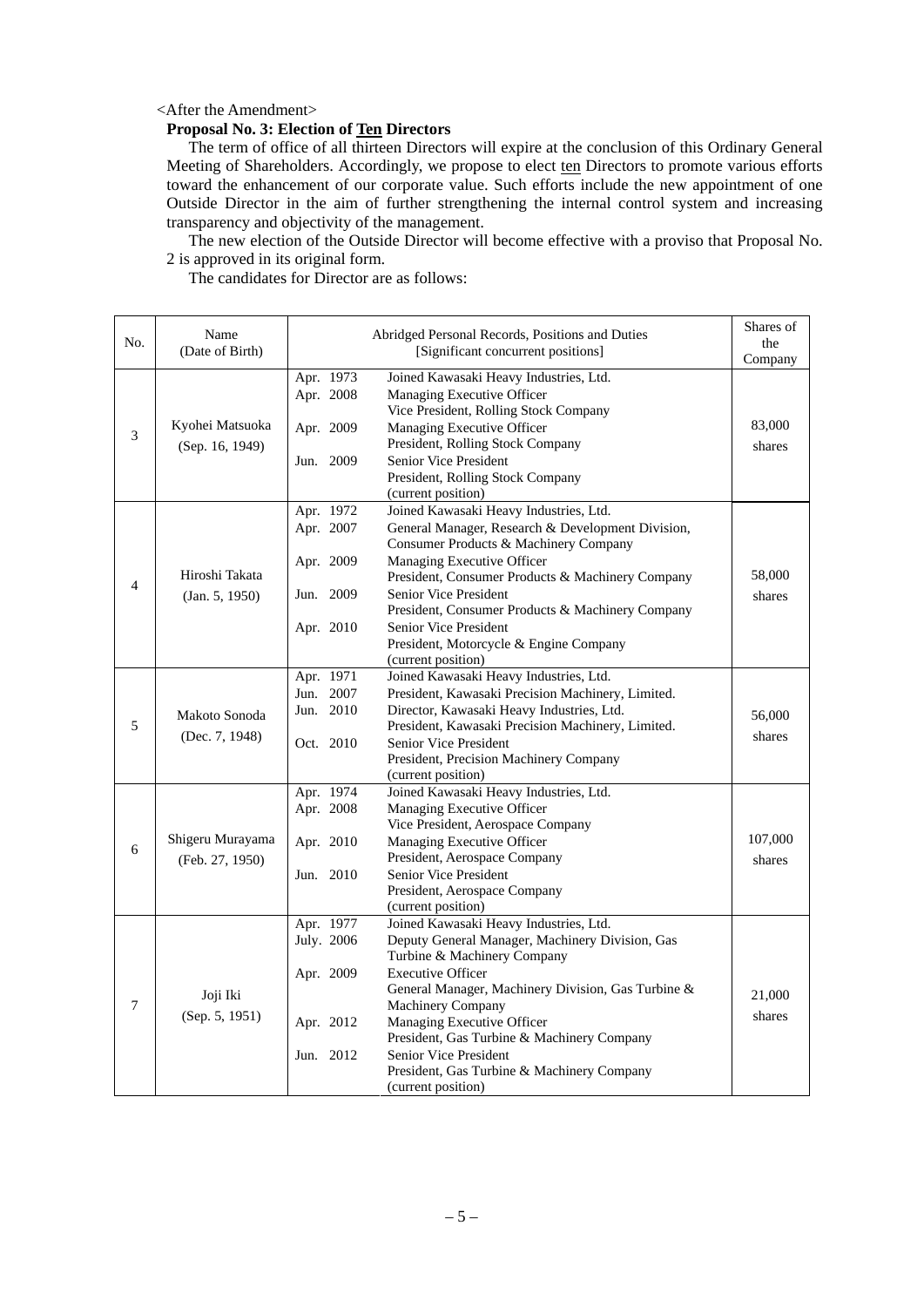<After the Amendment>

**Proposal No. 3: Election of <u>Ten</u> Directors**

The term of office of all thirteen Directors will expire at the conclusion of this Ordinary General Meeting of Shareholders. Accordingly, we propose to elect <u>ten</u> Directors to promote various efforts toward the enhancement of our corporate value. Such efforts include the new appointment of one Outside Director in the aim of further strengthening the internal control system and increasing transparency and objectivity of the management.

The new election of the Outside Director will become effective with a proviso that Proposal No. 2 is approved in its original form.

The candidates for Director are as follows:

| No. | Name (Date of Birth) | Abridged Personal Records, Positions and Duties [Significant concurrent positions] | | Shares of the Company |
|---|---|---|---|---|
| 3 | Kyohei Matsuoka (Sep. 16, 1949) | Apr. 1973<br>Apr. 2008<br><br>Apr. 2009<br><br>Jun. 2009 | Joined Kawasaki Heavy Industries, Ltd.<br>Managing Executive Officer<br>Vice President, Rolling Stock Company<br>Managing Executive Officer<br>President, Rolling Stock Company<br>Senior Vice President<br>President, Rolling Stock Company<br>(current position) | 83,000 shares |
| 4 | Hiroshi Takata (Jan. 5, 1950) | Apr. 1972<br>Apr. 2007<br><br>Apr. 2009<br><br>Jun. 2009<br><br>Apr. 2010 | Joined Kawasaki Heavy Industries, Ltd.<br>General Manager, Research & Development Division, Consumer Products & Machinery Company<br>Managing Executive Officer<br>President, Consumer Products & Machinery Company<br>Senior Vice President<br>President, Consumer Products & Machinery Company<br>Senior Vice President<br>President, Motorcycle & Engine Company<br>(current position) | 58,000 shares |
| 5 | Makoto Sonoda (Dec. 7, 1948) | Apr. 1971<br>Jun. 2007<br>Jun. 2010<br><br>Oct. 2010 | Joined Kawasaki Heavy Industries, Ltd.<br>President, Kawasaki Precision Machinery, Limited.<br>Director, Kawasaki Heavy Industries, Ltd.<br>President, Kawasaki Precision Machinery, Limited.<br>Senior Vice President<br>President, Precision Machinery Company<br>(current position) | 56,000 shares |
| 6 | Shigeru Murayama (Feb. 27, 1950) | Apr. 1974<br>Apr. 2008<br><br>Apr. 2010<br><br>Jun. 2010 | Joined Kawasaki Heavy Industries, Ltd.<br>Managing Executive Officer<br>Vice President, Aerospace Company<br>Managing Executive Officer<br>President, Aerospace Company<br>Senior Vice President<br>President, Aerospace Company<br>(current position) | 107,000 shares |
| 7 | Joji Iki (Sep. 5, 1951) | Apr. 1977<br>July. 2006<br><br>Apr. 2009<br><br><br>Apr. 2012<br><br>Jun. 2012 | Joined Kawasaki Heavy Industries, Ltd.<br>Deputy General Manager, Machinery Division, Gas Turbine & Machinery Company<br>Executive Officer<br>General Manager, Machinery Division, Gas Turbine & Machinery Company<br>Managing Executive Officer<br>President, Gas Turbine & Machinery Company<br>Senior Vice President<br>President, Gas Turbine & Machinery Company<br>(current position) | 21,000 shares |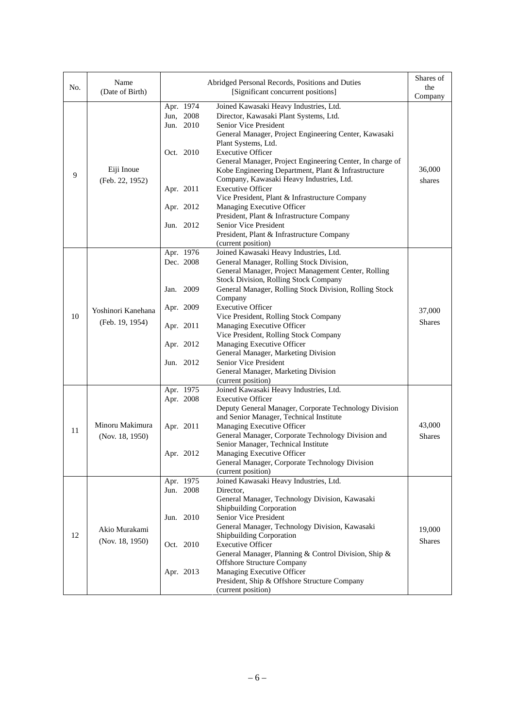| No. | Name (Date of Birth) | Abridged Personal Records, Positions and Duties [Significant concurrent positions] | | Shares of the Company |
|---|---|---|---|---|
| 9 | Eiji Inoue (Feb. 22, 1952) | Apr. 1974<br>Jun, 2008<br>Jun. 2010<br><br><br>Oct. 2010<br><br><br><br>Apr. 2011<br><br>Apr. 2012<br><br>Jun. 2012 | Joined Kawasaki Heavy Industries, Ltd.<br>Director, Kawasaki Plant Systems, Ltd.<br>Senior Vice President<br>General Manager, Project Engineering Center, Kawasaki Plant Systems, Ltd.<br>Executive Officer<br>General Manager, Project Engineering Center, In charge of Kobe Engineering Department, Plant & Infrastructure Company, Kawasaki Heavy Industries, Ltd.<br>Executive Officer<br>Vice President, Plant & Infrastructure Company<br>Managing Executive Officer<br>President, Plant & Infrastructure Company<br>Senior Vice President<br>President, Plant & Infrastructure Company<br>(current position) | 36,000 shares |
| 10 | Yoshinori Kanehana (Feb. 19, 1954) | Apr. 1976<br>Dec. 2008<br><br><br>Jan. 2009<br><br>Apr. 2009<br><br>Apr. 2011<br><br>Apr. 2012<br><br>Jun. 2012 | Joined Kawasaki Heavy Industries, Ltd.<br>General Manager, Rolling Stock Division,<br>General Manager, Project Management Center, Rolling Stock Division, Rolling Stock Company<br>General Manager, Rolling Stock Division, Rolling Stock Company<br>Executive Officer<br>Vice President, Rolling Stock Company<br>Managing Executive Officer<br>Vice President, Rolling Stock Company<br>Managing Executive Officer<br>General Manager, Marketing Division<br>Senior Vice President<br>General Manager, Marketing Division<br>(current position) | 37,000 Shares |
| 11 | Minoru Makimura (Nov. 18, 1950) | Apr. 1975<br>Apr. 2008<br><br><br>Apr. 2011<br><br><br>Apr. 2012 | Joined Kawasaki Heavy Industries, Ltd.<br>Executive Officer<br>Deputy General Manager, Corporate Technology Division and Senior Manager, Technical Institute<br>Managing Executive Officer<br>General Manager, Corporate Technology Division and Senior Manager, Technical Institute<br>Managing Executive Officer<br>General Manager, Corporate Technology Division<br>(current position) | 43,000 Shares |
| 12 | Akio Murakami (Nov. 18, 1950) | Apr. 1975<br>Jun. 2008<br><br><br>Jun. 2010<br><br><br>Oct. 2010<br><br><br>Apr. 2013 | Joined Kawasaki Heavy Industries, Ltd.<br>Director,<br>General Manager, Technology Division, Kawasaki Shipbuilding Corporation<br>Senior Vice President<br>General Manager, Technology Division, Kawasaki Shipbuilding Corporation<br>Executive Officer<br>General Manager, Planning & Control Division, Ship & Offshore Structure Company<br>Managing Executive Officer<br>President, Ship & Offshore Structure Company<br>(current position) | 19,000 Shares |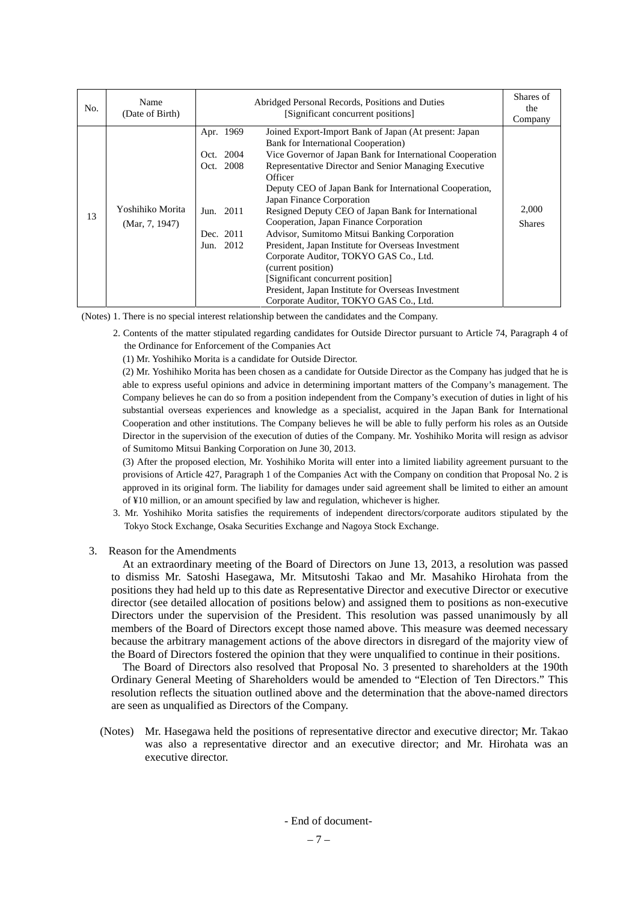| No. | Name (Date of Birth) | Abridged Personal Records, Positions and Duties [Significant concurrent positions] | | Shares of the Company |
|---|---|---|---|---|
| 13 | Yoshihiko Morita (Mar, 7, 1947) | Apr. 1969 | Joined Export-Import Bank of Japan (At present: Japan Bank for International Cooperation) | 2,000 Shares |
| | | Oct. 2004 | Vice Governor of Japan Bank for International Cooperation | |
| | | Oct. 2008 | Representative Director and Senior Managing Executive Officer<br>Deputy CEO of Japan Bank for International Cooperation, Japan Finance Corporation | |
| | | Jun. 2011 | Resigned Deputy CEO of Japan Bank for International Cooperation, Japan Finance Corporation | |
| | | Dec. 2011 | Advisor, Sumitomo Mitsui Banking Corporation | |
| | | Jun. 2012 | President, Japan Institute for Overseas Investment<br>Corporate Auditor, TOKYO GAS Co., Ltd.<br>(current position)<br>[Significant concurrent position]<br>President, Japan Institute for Overseas Investment<br>Corporate Auditor, TOKYO GAS Co., Ltd. | |

(Notes) 1. There is no special interest relationship between the candidates and the Company.

2. Contents of the matter stipulated regarding candidates for Outside Director pursuant to Article 74, Paragraph 4 of the Ordinance for Enforcement of the Companies Act

(1) Mr. Yoshihiko Morita is a candidate for Outside Director.

(2) Mr. Yoshihiko Morita has been chosen as a candidate for Outside Director as the Company has judged that he is able to express useful opinions and advice in determining important matters of the Company's management. The Company believes he can do so from a position independent from the Company's execution of duties in light of his substantial overseas experiences and knowledge as a specialist, acquired in the Japan Bank for International Cooperation and other institutions. The Company believes he will be able to fully perform his roles as an Outside Director in the supervision of the execution of duties of the Company. Mr. Yoshihiko Morita will resign as advisor of Sumitomo Mitsui Banking Corporation on June 30, 2013.

(3) After the proposed election, Mr. Yoshihiko Morita will enter into a limited liability agreement pursuant to the provisions of Article 427, Paragraph 1 of the Companies Act with the Company on condition that Proposal No. 2 is approved in its original form. The liability for damages under said agreement shall be limited to either an amount of ¥10 million, or an amount specified by law and regulation, whichever is higher.

3. Mr. Yoshihiko Morita satisfies the requirements of independent directors/corporate auditors stipulated by the Tokyo Stock Exchange, Osaka Securities Exchange and Nagoya Stock Exchange.

3. Reason for the Amendments

At an extraordinary meeting of the Board of Directors on June 13, 2013, a resolution was passed to dismiss Mr. Satoshi Hasegawa, Mr. Mitsutoshi Takao and Mr. Masahiko Hirohata from the positions they had held up to this date as Representative Director and executive Director or executive director (see detailed allocation of positions below) and assigned them to positions as non-executive Directors under the supervision of the President. This resolution was passed unanimously by all members of the Board of Directors except those named above. This measure was deemed necessary because the arbitrary management actions of the above directors in disregard of the majority view of the Board of Directors fostered the opinion that they were unqualified to continue in their positions.

The Board of Directors also resolved that Proposal No. 3 presented to shareholders at the 190th Ordinary General Meeting of Shareholders would be amended to "Election of Ten Directors." This resolution reflects the situation outlined above and the determination that the above-named directors are seen as unqualified as Directors of the Company.

(Notes) Mr. Hasegawa held the positions of representative director and executive director; Mr. Takao was also a representative director and an executive director; and Mr. Hirohata was an executive director.

- End of document-